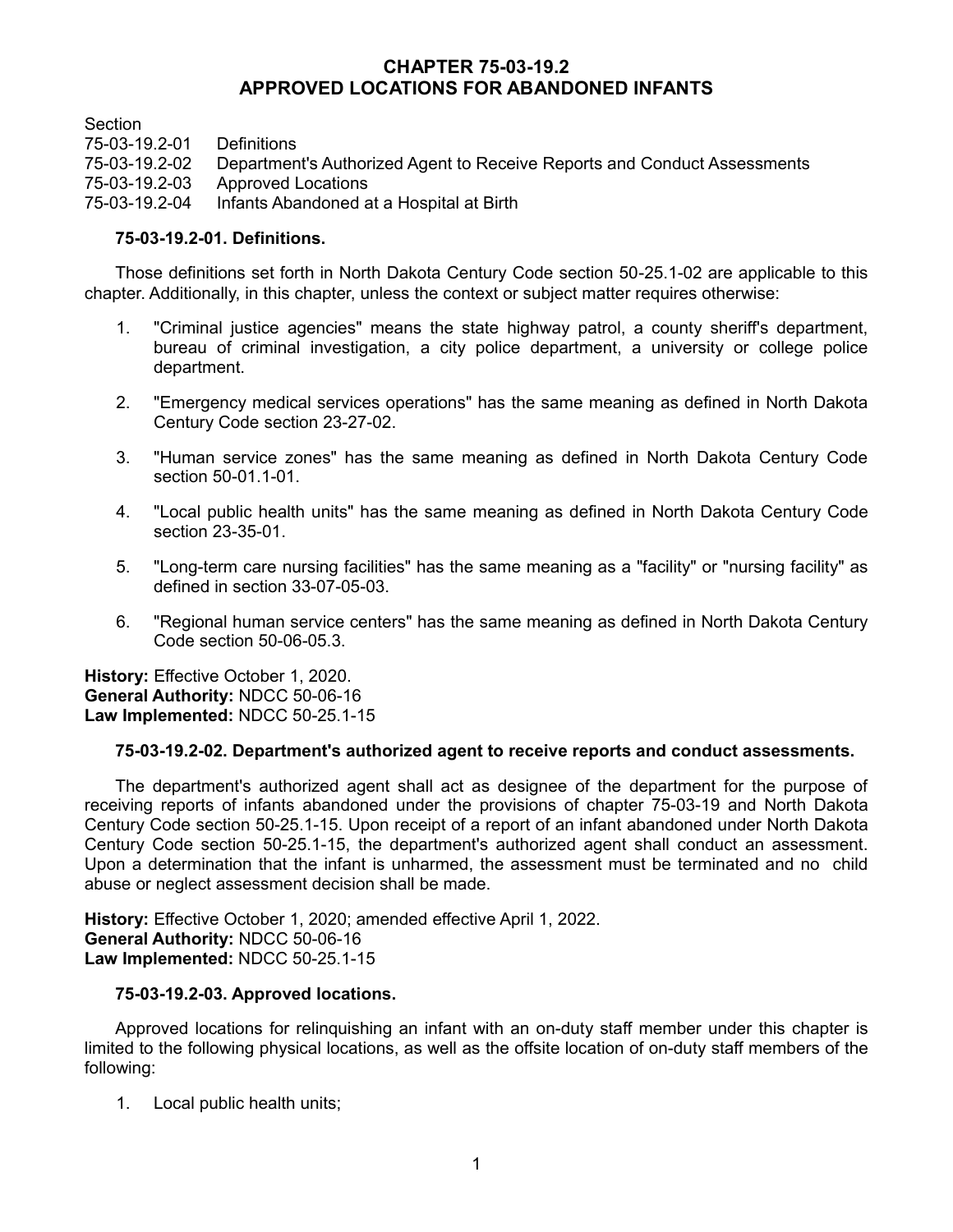# CHAPTER 75-03-19.2
# APPROVED LOCATIONS FOR ABANDONED INFANTS

Section
75-03-19.2-01 Definitions
75-03-19.2-02 Department's Authorized Agent to Receive Reports and Conduct Assessments
75-03-19.2-03 Approved Locations
75-03-19.2-04 Infants Abandoned at a Hospital at Birth

**75-03-19.2-01. Definitions.**

Those definitions set forth in North Dakota Century Code section 50-25.1-02 are applicable to this chapter. Additionally, in this chapter, unless the context or subject matter requires otherwise:

1. "Criminal justice agencies" means the state highway patrol, a county sheriff's department, bureau of criminal investigation, a city police department, a university or college police department.

2. "Emergency medical services operations" has the same meaning as defined in North Dakota Century Code section 23-27-02.

3. "Human service zones" has the same meaning as defined in North Dakota Century Code section 50-01.1-01.

4. "Local public health units" has the same meaning as defined in North Dakota Century Code section 23-35-01.

5. "Long-term care nursing facilities" has the same meaning as a "facility" or "nursing facility" as defined in section 33-07-05-03.

6. "Regional human service centers" has the same meaning as defined in North Dakota Century Code section 50-06-05.3.

**History:** Effective October 1, 2020.
**General Authority:** NDCC 50-06-16
**Law Implemented:** NDCC 50-25.1-15

**75-03-19.2-02. Department's authorized agent to receive reports and conduct assessments.**

The department's authorized agent shall act as designee of the department for the purpose of receiving reports of infants abandoned under the provisions of chapter 75-03-19 and North Dakota Century Code section 50-25.1-15. Upon receipt of a report of an infant abandoned under North Dakota Century Code section 50-25.1-15, the department's authorized agent shall conduct an assessment. Upon a determination that the infant is unharmed, the assessment must be terminated and no child abuse or neglect assessment decision shall be made.

**History:** Effective October 1, 2020; amended effective April 1, 2022.
**General Authority:** NDCC 50-06-16
**Law Implemented:** NDCC 50-25.1-15

**75-03-19.2-03. Approved locations.**

Approved locations for relinquishing an infant with an on-duty staff member under this chapter is limited to the following physical locations, as well as the offsite location of on-duty staff members of the following:

1. Local public health units;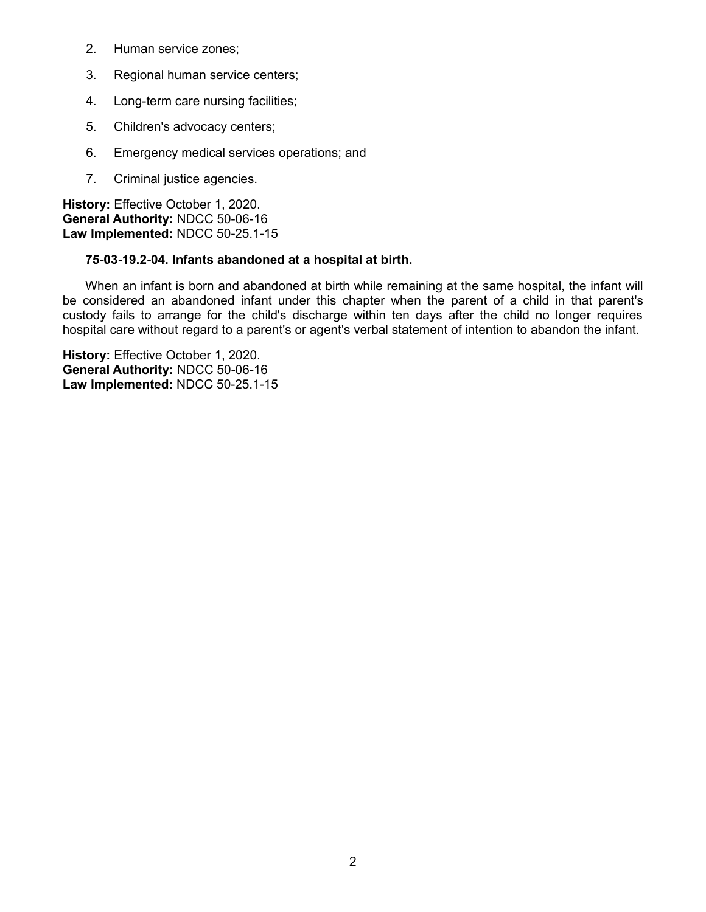2. Human service zones;

3. Regional human service centers;

4. Long-term care nursing facilities;

5. Children's advocacy centers;

6. Emergency medical services operations; and

7. Criminal justice agencies.

**History:** Effective October 1, 2020.
**General Authority:** NDCC 50-06-16
**Law Implemented:** NDCC 50-25.1-15

**75-03-19.2-04. Infants abandoned at a hospital at birth.**

When an infant is born and abandoned at birth while remaining at the same hospital, the infant will be considered an abandoned infant under this chapter when the parent of a child in that parent's custody fails to arrange for the child's discharge within ten days after the child no longer requires hospital care without regard to a parent's or agent's verbal statement of intention to abandon the infant.

**History:** Effective October 1, 2020.
**General Authority:** NDCC 50-06-16
**Law Implemented:** NDCC 50-25.1-15